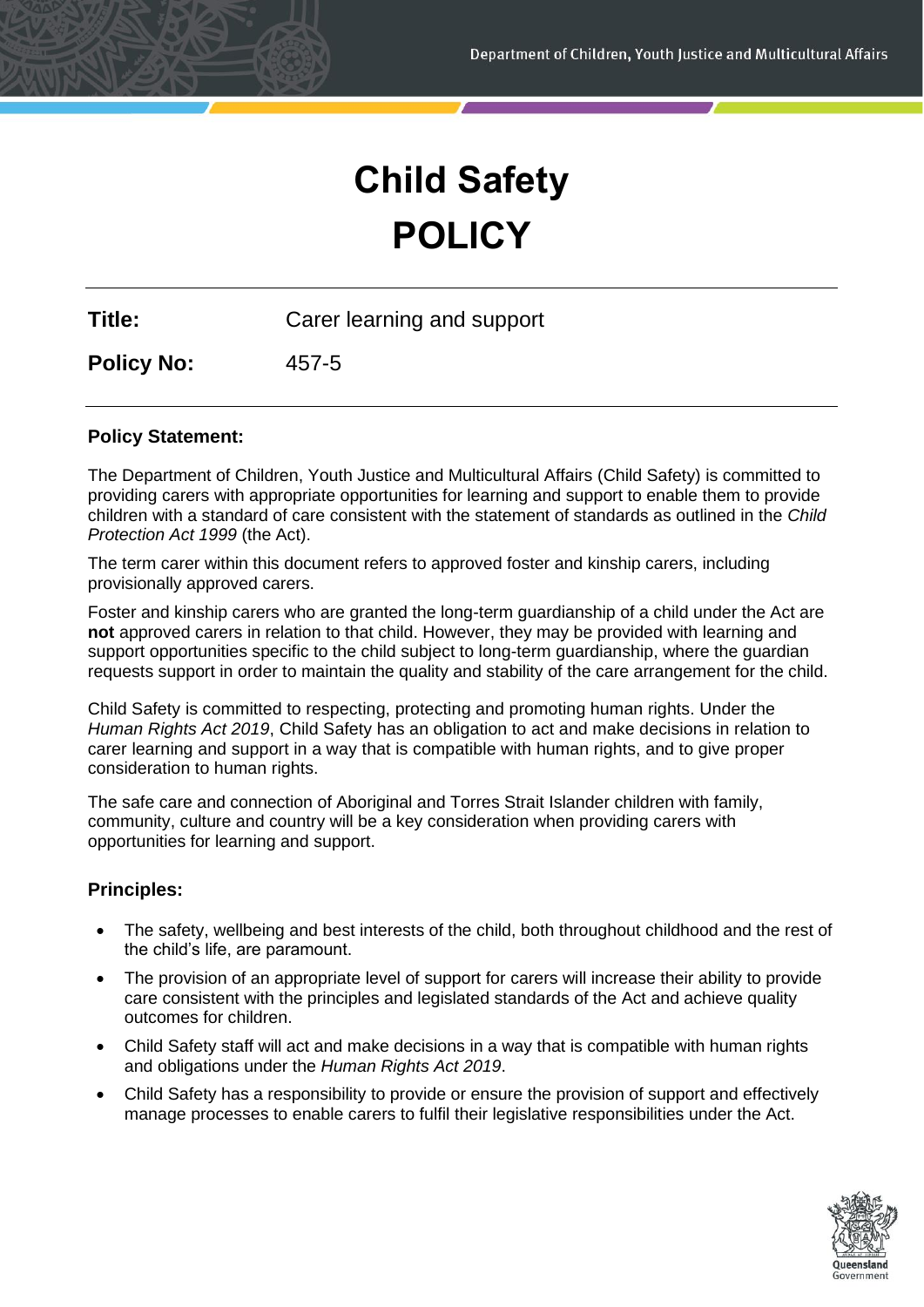# Child Safety POLICY

**Title:** Carer learning and support

**Policy No:** 457-5

## Policy Statement:

The Department of Children, Youth Justice and Multicultural Affairs (Child Safety) is committed to providing carers with appropriate opportunities for learning and support to enable them to provide children with a standard of care consistent with the statement of standards as outlined in the *Child Protection Act 1999* (the Act).

The term carer within this document refers to approved foster and kinship carers, including provisionally approved carers.

Foster and kinship carers who are granted the long-term guardianship of a child under the Act are **not** approved carers in relation to that child. However, they may be provided with learning and support opportunities specific to the child subject to long-term guardianship, where the guardian requests support in order to maintain the quality and stability of the care arrangement for the child.

Child Safety is committed to respecting, protecting and promoting human rights. Under the *Human Rights Act 2019*, Child Safety has an obligation to act and make decisions in relation to carer learning and support in a way that is compatible with human rights, and to give proper consideration to human rights.

The safe care and connection of Aboriginal and Torres Strait Islander children with family, community, culture and country will be a key consideration when providing carers with opportunities for learning and support.

## Principles:

- The safety, wellbeing and best interests of the child, both throughout childhood and the rest of the child's life, are paramount.
- The provision of an appropriate level of support for carers will increase their ability to provide care consistent with the principles and legislated standards of the Act and achieve quality outcomes for children.
- Child Safety staff will act and make decisions in a way that is compatible with human rights and obligations under the *Human Rights Act 2019*.
- Child Safety has a responsibility to provide or ensure the provision of support and effectively manage processes to enable carers to fulfil their legislative responsibilities under the Act.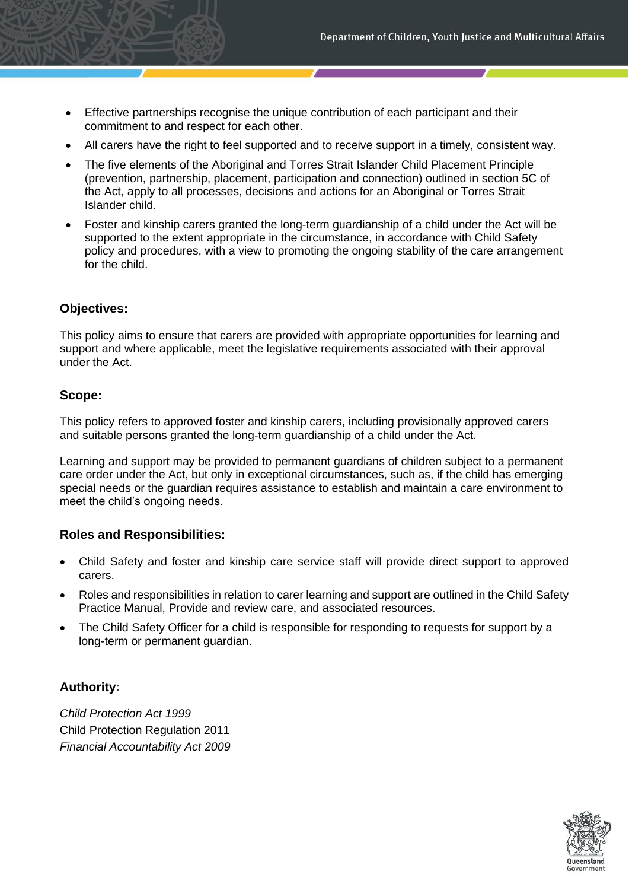- Effective partnerships recognise the unique contribution of each participant and their commitment to and respect for each other.
- All carers have the right to feel supported and to receive support in a timely, consistent way.
- The five elements of the Aboriginal and Torres Strait Islander Child Placement Principle (prevention, partnership, placement, participation and connection) outlined in section 5C of the Act, apply to all processes, decisions and actions for an Aboriginal or Torres Strait Islander child.
- Foster and kinship carers granted the long-term guardianship of a child under the Act will be supported to the extent appropriate in the circumstance, in accordance with Child Safety policy and procedures, with a view to promoting the ongoing stability of the care arrangement for the child.

### Objectives:

This policy aims to ensure that carers are provided with appropriate opportunities for learning and support and where applicable, meet the legislative requirements associated with their approval under the Act.

### Scope:

This policy refers to approved foster and kinship carers, including provisionally approved carers and suitable persons granted the long-term guardianship of a child under the Act.

Learning and support may be provided to permanent guardians of children subject to a permanent care order under the Act, but only in exceptional circumstances, such as, if the child has emerging special needs or the guardian requires assistance to establish and maintain a care environment to meet the child's ongoing needs.

### Roles and Responsibilities:

- Child Safety and foster and kinship care service staff will provide direct support to approved carers.
- Roles and responsibilities in relation to carer learning and support are outlined in the Child Safety Practice Manual, Provide and review care, and associated resources.
- The Child Safety Officer for a child is responsible for responding to requests for support by a long-term or permanent guardian.

### Authority:

*Child Protection Act 1999*
Child Protection Regulation 2011
*Financial Accountability Act 2009*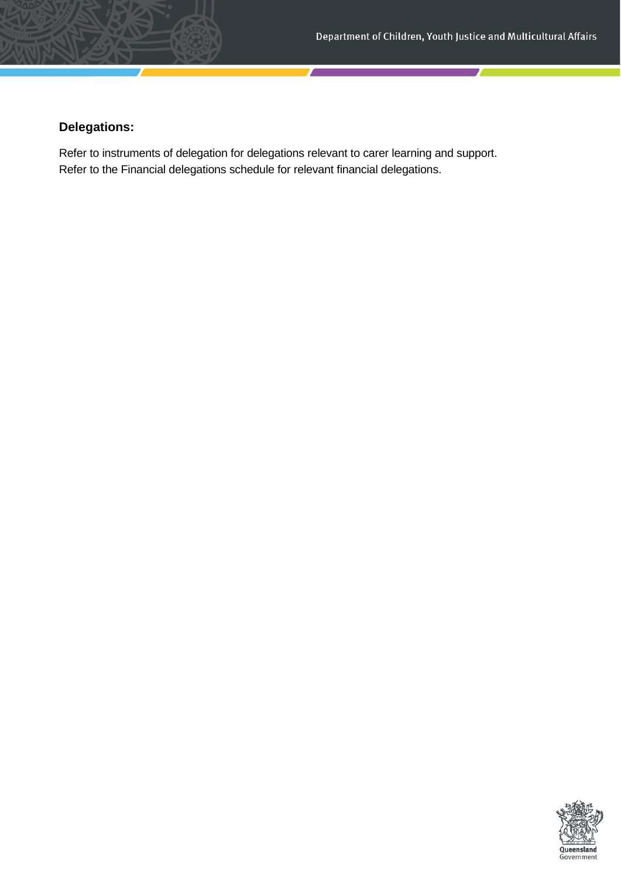**Delegations:**

Refer to instruments of delegation for delegations relevant to carer learning and support.
Refer to the Financial delegations schedule for relevant financial delegations.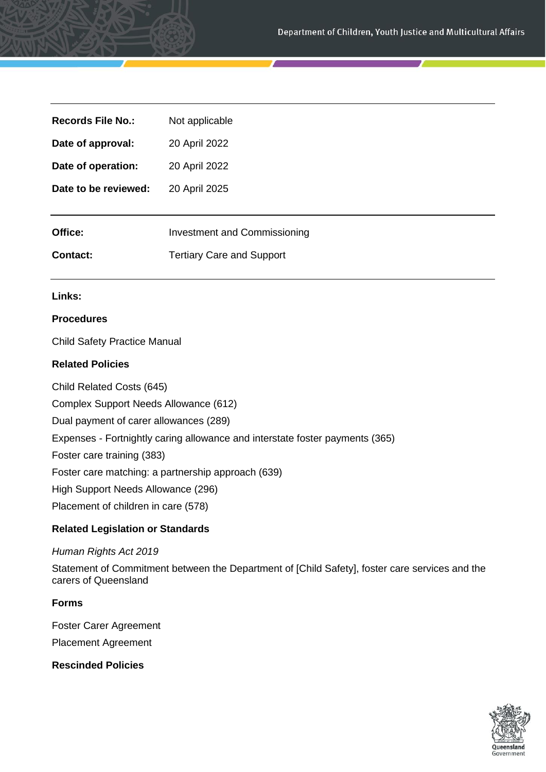| | |
|---|---|
| **Records File No.:** | Not applicable |
| **Date of approval:** | 20 April 2022 |
| **Date of operation:** | 20 April 2022 |
| **Date to be reviewed:** | 20 April 2025 |

| | |
|---|---|
| **Office:** | Investment and Commissioning |
| **Contact:** | Tertiary Care and Support |

**Links:**

**Procedures**

Child Safety Practice Manual

**Related Policies**

Child Related Costs (645)

Complex Support Needs Allowance (612)

Dual payment of carer allowances (289)

Expenses - Fortnightly caring allowance and interstate foster payments (365)

Foster care training (383)

Foster care matching: a partnership approach (639)

High Support Needs Allowance (296)

Placement of children in care (578)

**Related Legislation or Standards**

*Human Rights Act 2019*

Statement of Commitment between the Department of [Child Safety], foster care services and the carers of Queensland

**Forms**

Foster Carer Agreement

Placement Agreement

**Rescinded Policies**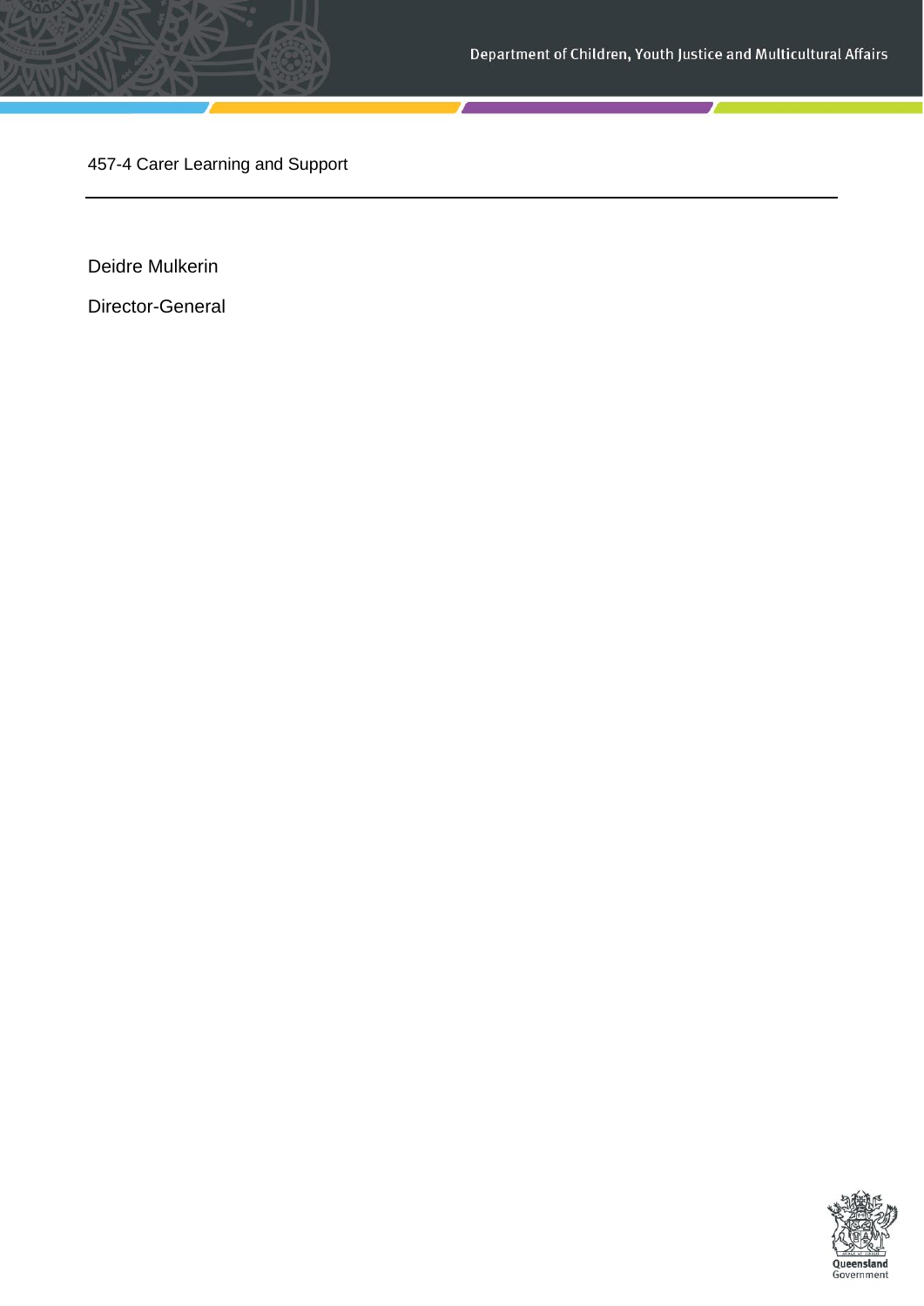457-4 Carer Learning and Support

---

Deidre Mulkerin

Director-General